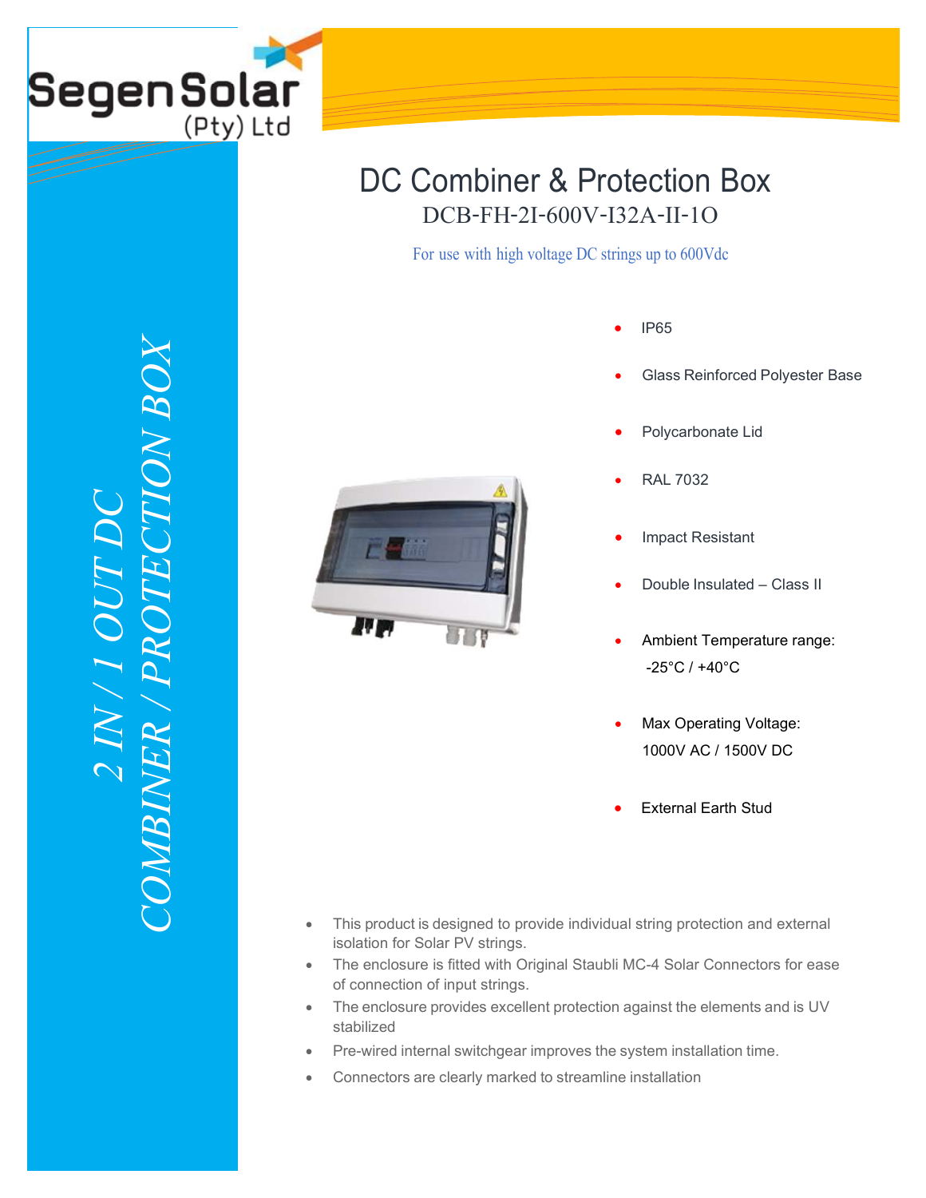Segen Solar (Pty) Ltd

2 IN / 1 OUT DC COMBINER / PROTECTION BOX

# DC Combiner & Protection Box

## DCB-FH-2I-600V-I32A-II-1O

For use with high voltage DC strings up to 600Vdc

- IP65
- Glass Reinforced Polyester Base
- Polycarbonate Lid
- RAL 7032
- Impact Resistant
- Double Insulated – Class II
- Ambient Temperature range: -25°C / +40°C
- Max Operating Voltage: 1000V AC / 1500V DC
- External Earth Stud

- This product is designed to provide individual string protection and external isolation for Solar PV strings.
- The enclosure is fitted with Original Staubli MC-4 Solar Connectors for ease of connection of input strings.
- The enclosure provides excellent protection against the elements and is UV stabilized
- Pre-wired internal switchgear improves the system installation time.
- Connectors are clearly marked to streamline installation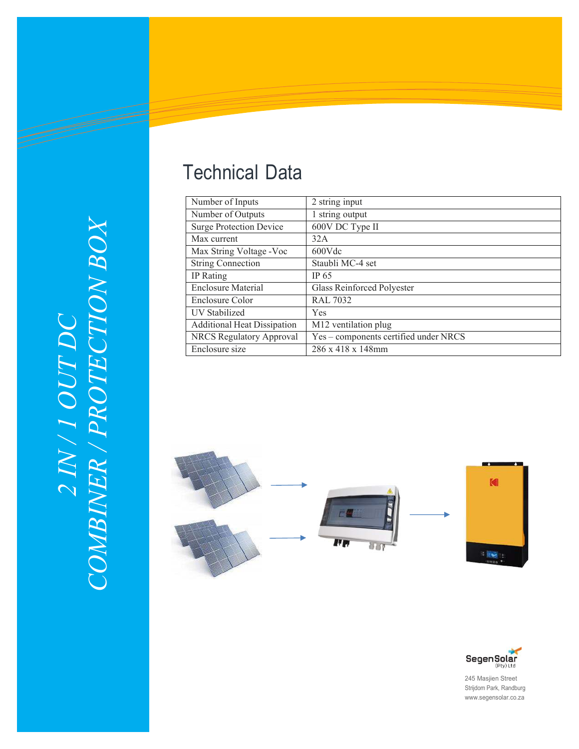# 2 IN / 1 OUT DC COMBINER / PROTECTION BOX

## Technical Data

| | |
|---|---|
| Number of Inputs | 2 string input |
| Number of Outputs | 1 string output |
| Surge Protection Device | 600V DC Type II |
| Max current | 32A |
| Max String Voltage -Voc | 600Vdc |
| String Connection | Staubli MC-4 set |
| IP Rating | IP 65 |
| Enclosure Material | Glass Reinforced Polyester |
| Enclosure Color | RAL 7032 |
| UV Stabilized | Yes |
| Additional Heat Dissipation | M12 ventilation plug |
| NRCS Regulatory Approval | Yes – components certified under NRCS |
| Enclosure size | 286 x 418 x 148mm |

SegenSolar (Pty) Ltd

245 Masjien Street
Strijdom Park, Randburg
www.segensolar.co.za